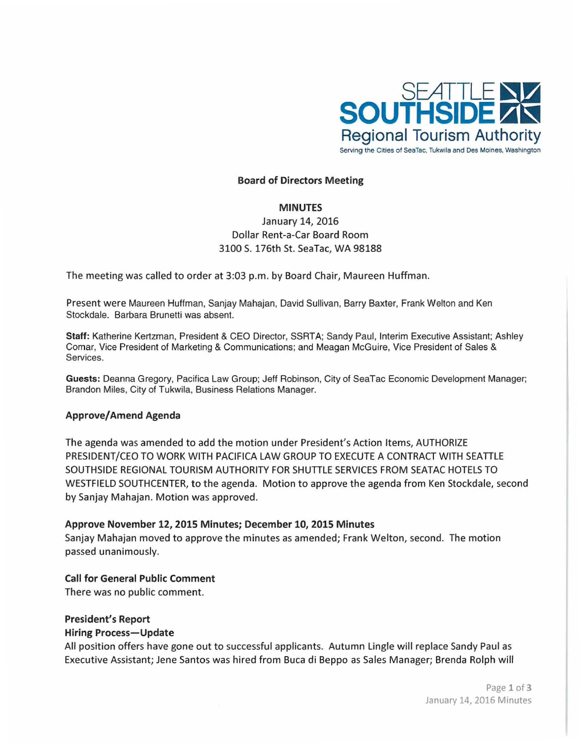SEATTLE SOUTHSIDE Regional Tourism Authority

Serving the Cities of SeaTac, Tukwila and Des Moines, Washington

**Board of Directors Meeting**

**MINUTES**

January 14, 2016
Dollar Rent-a-Car Board Room
3100 S. 176th St. SeaTac, WA 98188

The meeting was called to order at 3:03 p.m. by Board Chair, Maureen Huffman.

Present were Maureen Huffman, Sanjay Mahajan, David Sullivan, Barry Baxter, Frank Welton and Ken Stockdale. Barbara Brunetti was absent.

**Staff:** Katherine Kertzman, President & CEO Director, SSRTA; Sandy Paul, Interim Executive Assistant; Ashley Comar, Vice President of Marketing & Communications; and Meagan McGuire, Vice President of Sales & Services.

**Guests:** Deanna Gregory, Pacifica Law Group; Jeff Robinson, City of SeaTac Economic Development Manager; Brandon Miles, City of Tukwila, Business Relations Manager.

### Approve/Amend Agenda

The agenda was amended to add the motion under President's Action Items, AUTHORIZE PRESIDENT/CEO TO WORK WITH PACIFICA LAW GROUP TO EXECUTE A CONTRACT WITH SEATTLE SOUTHSIDE REGIONAL TOURISM AUTHORITY FOR SHUTTLE SERVICES FROM SEATAC HOTELS TO WESTFIELD SOUTHCENTER, to the agenda. Motion to approve the agenda from Ken Stockdale, second by Sanjay Mahajan. Motion was approved.

### Approve November 12, 2015 Minutes; December 10, 2015 Minutes

Sanjay Mahajan moved to approve the minutes as amended; Frank Welton, second. The motion passed unanimously.

### Call for General Public Comment

There was no public comment.

### President's Report

#### Hiring Process—Update

All position offers have gone out to successful applicants. Autumn Lingle will replace Sandy Paul as Executive Assistant; Jene Santos was hired from Buca di Beppo as Sales Manager; Brenda Rolph will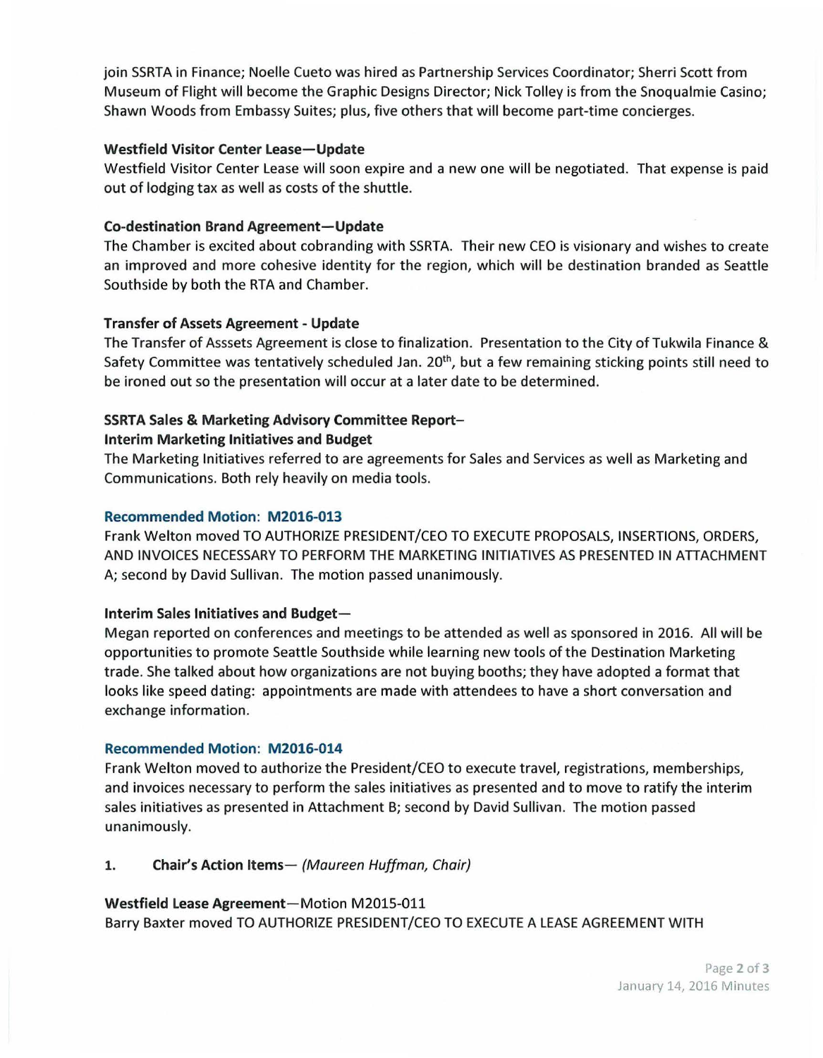join SSRTA in Finance; Noelle Cueto was hired as Partnership Services Coordinator; Sherri Scott from Museum of Flight will become the Graphic Designs Director; Nick Tolley is from the Snoqualmie Casino; Shawn Woods from Embassy Suites; plus, five others that will become part-time concierges.

**Westfield Visitor Center Lease—Update**

Westfield Visitor Center Lease will soon expire and a new one will be negotiated. That expense is paid out of lodging tax as well as costs of the shuttle.

**Co-destination Brand Agreement—Update**

The Chamber is excited about cobranding with SSRTA. Their new CEO is visionary and wishes to create an improved and more cohesive identity for the region, which will be destination branded as Seattle Southside by both the RTA and Chamber.

**Transfer of Assets Agreement - Update**

The Transfer of Asssets Agreement is close to finalization. Presentation to the City of Tukwila Finance & Safety Committee was tentatively scheduled Jan. 20th, but a few remaining sticking points still need to be ironed out so the presentation will occur at a later date to be determined.

**SSRTA Sales & Marketing Advisory Committee Report–**
**Interim Marketing Initiatives and Budget**

The Marketing Initiatives referred to are agreements for Sales and Services as well as Marketing and Communications. Both rely heavily on media tools.

**Recommended Motion: M2016-013**

Frank Welton moved TO AUTHORIZE PRESIDENT/CEO TO EXECUTE PROPOSALS, INSERTIONS, ORDERS, AND INVOICES NECESSARY TO PERFORM THE MARKETING INITIATIVES AS PRESENTED IN ATTACHMENT A; second by David Sullivan. The motion passed unanimously.

**Interim Sales Initiatives and Budget—**

Megan reported on conferences and meetings to be attended as well as sponsored in 2016. All will be opportunities to promote Seattle Southside while learning new tools of the Destination Marketing trade. She talked about how organizations are not buying booths; they have adopted a format that looks like speed dating: appointments are made with attendees to have a short conversation and exchange information.

**Recommended Motion: M2016-014**

Frank Welton moved to authorize the President/CEO to execute travel, registrations, memberships, and invoices necessary to perform the sales initiatives as presented and to move to ratify the interim sales initiatives as presented in Attachment B; second by David Sullivan. The motion passed unanimously.

1. **Chair's Action Items**— *(Maureen Huffman, Chair)*

**Westfield Lease Agreement**—Motion M2015-011

Barry Baxter moved TO AUTHORIZE PRESIDENT/CEO TO EXECUTE A LEASE AGREEMENT WITH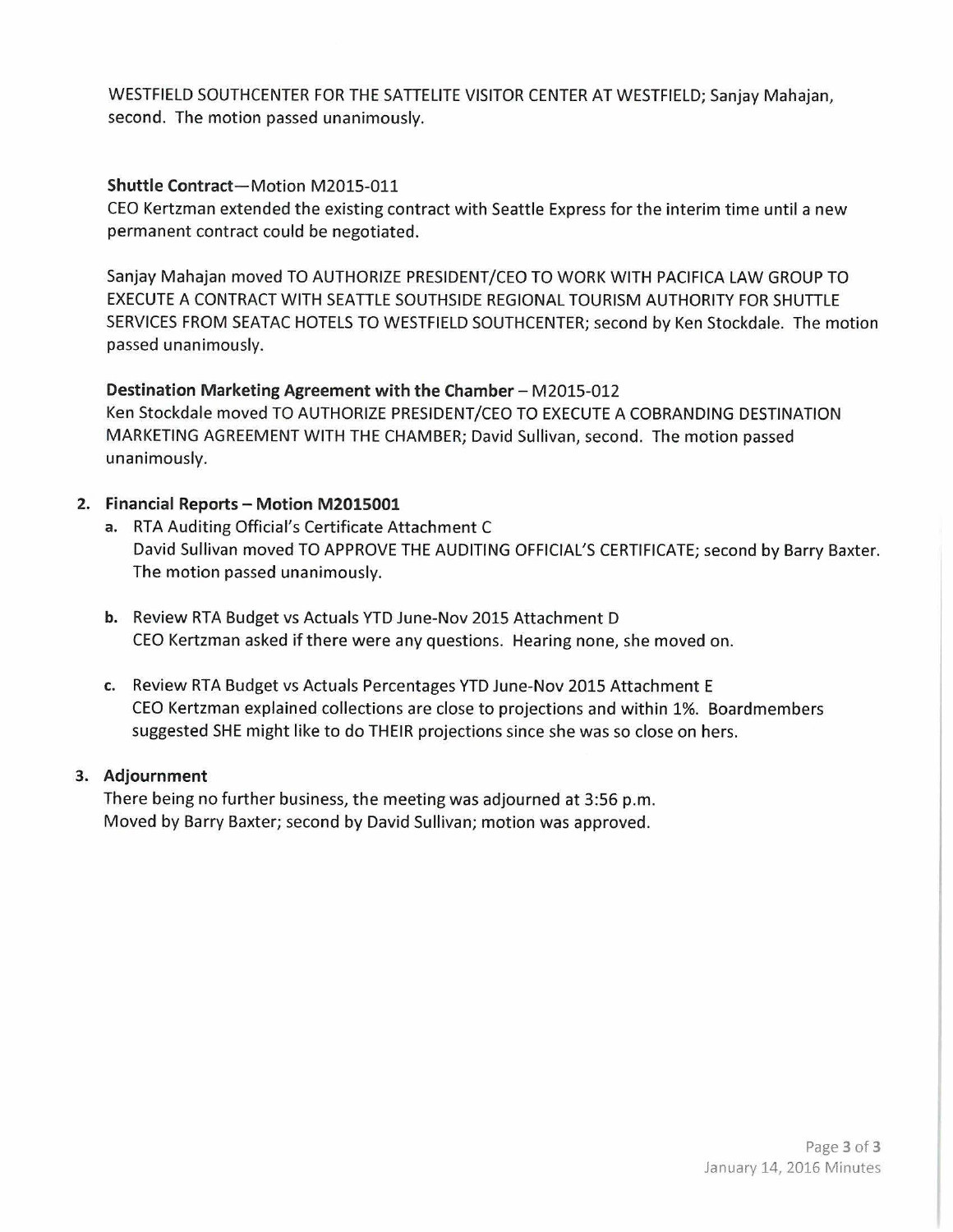WESTFIELD SOUTHCENTER FOR THE SATTELITE VISITOR CENTER AT WESTFIELD; Sanjay Mahajan, second. The motion passed unanimously.

**Shuttle Contract**—Motion M2015-011

CEO Kertzman extended the existing contract with Seattle Express for the interim time until a new permanent contract could be negotiated.

Sanjay Mahajan moved TO AUTHORIZE PRESIDENT/CEO TO WORK WITH PACIFICA LAW GROUP TO EXECUTE A CONTRACT WITH SEATTLE SOUTHSIDE REGIONAL TOURISM AUTHORITY FOR SHUTTLE SERVICES FROM SEATAC HOTELS TO WESTFIELD SOUTHCENTER; second by Ken Stockdale. The motion passed unanimously.

**Destination Marketing Agreement with the Chamber** – M2015-012

Ken Stockdale moved TO AUTHORIZE PRESIDENT/CEO TO EXECUTE A COBRANDING DESTINATION MARKETING AGREEMENT WITH THE CHAMBER; David Sullivan, second. The motion passed unanimously.

2. **Financial Reports – Motion M2015001**
   a. RTA Auditing Official's Certificate Attachment C
      David Sullivan moved TO APPROVE THE AUDITING OFFICIAL'S CERTIFICATE; second by Barry Baxter. The motion passed unanimously.

   b. Review RTA Budget vs Actuals YTD June-Nov 2015 Attachment D
      CEO Kertzman asked if there were any questions. Hearing none, she moved on.

   c. Review RTA Budget vs Actuals Percentages YTD June-Nov 2015 Attachment E
      CEO Kertzman explained collections are close to projections and within 1%. Boardmembers suggested SHE might like to do THEIR projections since she was so close on hers.

3. **Adjournment**

   There being no further business, the meeting was adjourned at 3:56 p.m.
   Moved by Barry Baxter; second by David Sullivan; motion was approved.